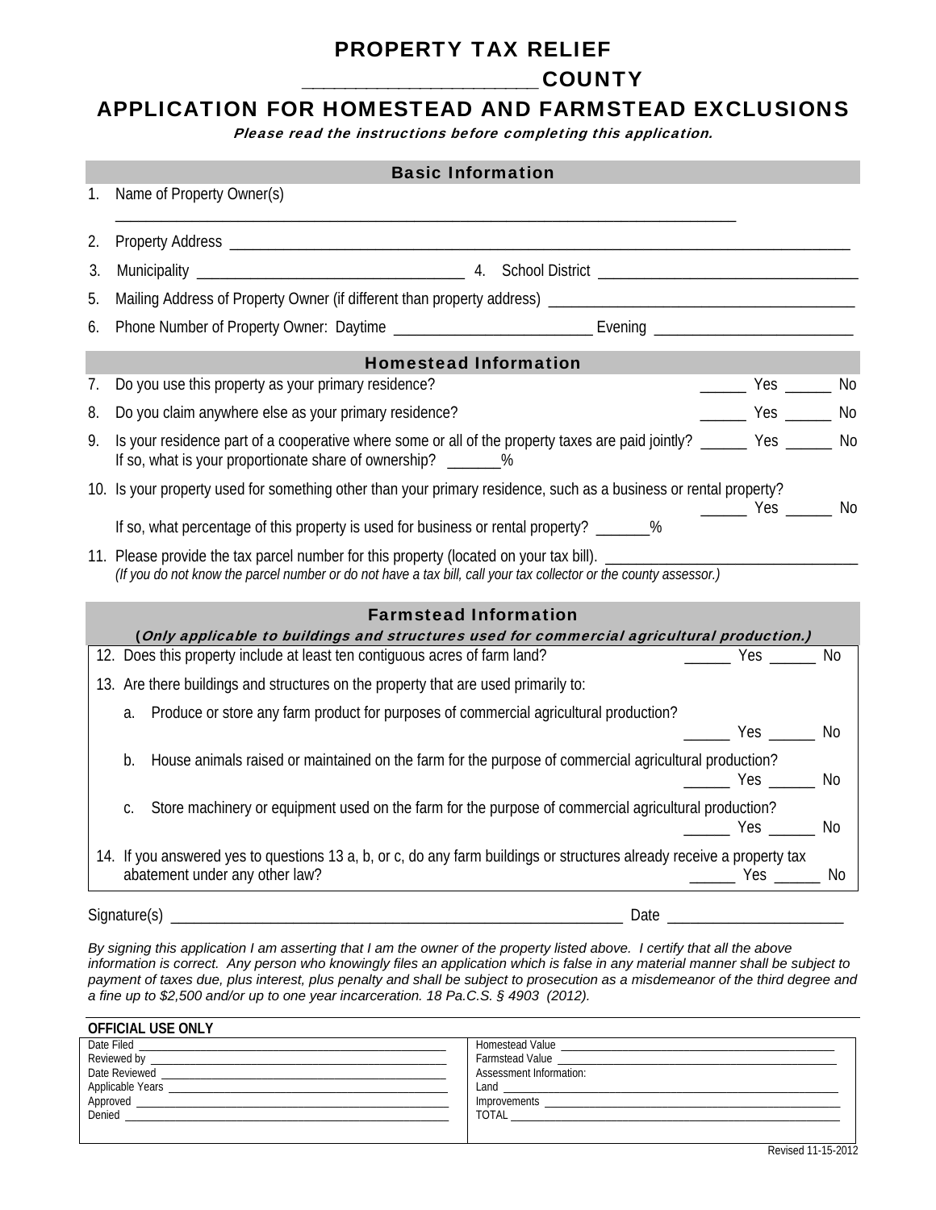# PROPERTY TAX RELIEF

## _____________________ COUNTY

## APPLICATION FOR HOMESTEAD AND FARMSTEAD EXCLUSIONS

*Please read the instructions before completing this application.*

### Basic Information

1. Name of Property Owner(s)
   ______________________________________________________________________________

2. Property Address ______________________________________________________________________________

3. Municipality ___________________________________ 4. School District _________________________________

5. Mailing Address of Property Owner (if different than property address) _______________________________________

6. Phone Number of Property Owner: Daytime _________________________ Evening _________________________

### Homestead Information

7. Do you use this property as your primary residence? ______ Yes ______ No

8. Do you claim anywhere else as your primary residence? ______ Yes ______ No

9. Is your residence part of a cooperative where some or all of the property taxes are paid jointly? ______ Yes ______ No
   If so, what is your proportionate share of ownership? _______%

10. Is your property used for something other than your primary residence, such as a business or rental property? ______ Yes ______ No
    If so, what percentage of this property is used for business or rental property? _______%

11. Please provide the tax parcel number for this property (located on your tax bill). _______________________________
    *(If you do not know the parcel number or do not have a tax bill, call your tax collector or the county assessor.)*

### Farmstead Information

***(Only applicable to buildings and structures used for commercial agricultural production.)***

12. Does this property include at least ten contiguous acres of farm land? ______ Yes ______ No

13. Are there buildings and structures on the property that are used primarily to:

    a. Produce or store any farm product for purposes of commercial agricultural production? ______ Yes ______ No

    b. House animals raised or maintained on the farm for the purpose of commercial agricultural production? ______ Yes ______ No

    c. Store machinery or equipment used on the farm for the purpose of commercial agricultural production? ______ Yes ______ No

14. If you answered yes to questions 13 a, b, or c, do any farm buildings or structures already receive a property tax abatement under any other law? ______ Yes ______ No

Signature(s) ___________________________________________________________ Date ______________________

*By signing this application I am asserting that I am the owner of the property listed above. I certify that all the above information is correct. Any person who knowingly files an application which is false in any material manner shall be subject to payment of taxes due, plus interest, plus penalty and shall be subject to prosecution as a misdemeanor of the third degree and a fine up to $2,500 and/or up to one year incarceration. 18 Pa.C.S. § 4903 (2012).*

**OFFICIAL USE ONLY**

| | |
|---|---|
| Date Filed | Homestead Value |
| Reviewed by | Farmstead Value |
| Date Reviewed | Assessment Information: |
| Applicable Years | Land |
| Approved | Improvements |
| Denied | TOTAL |

Revised 11-15-2012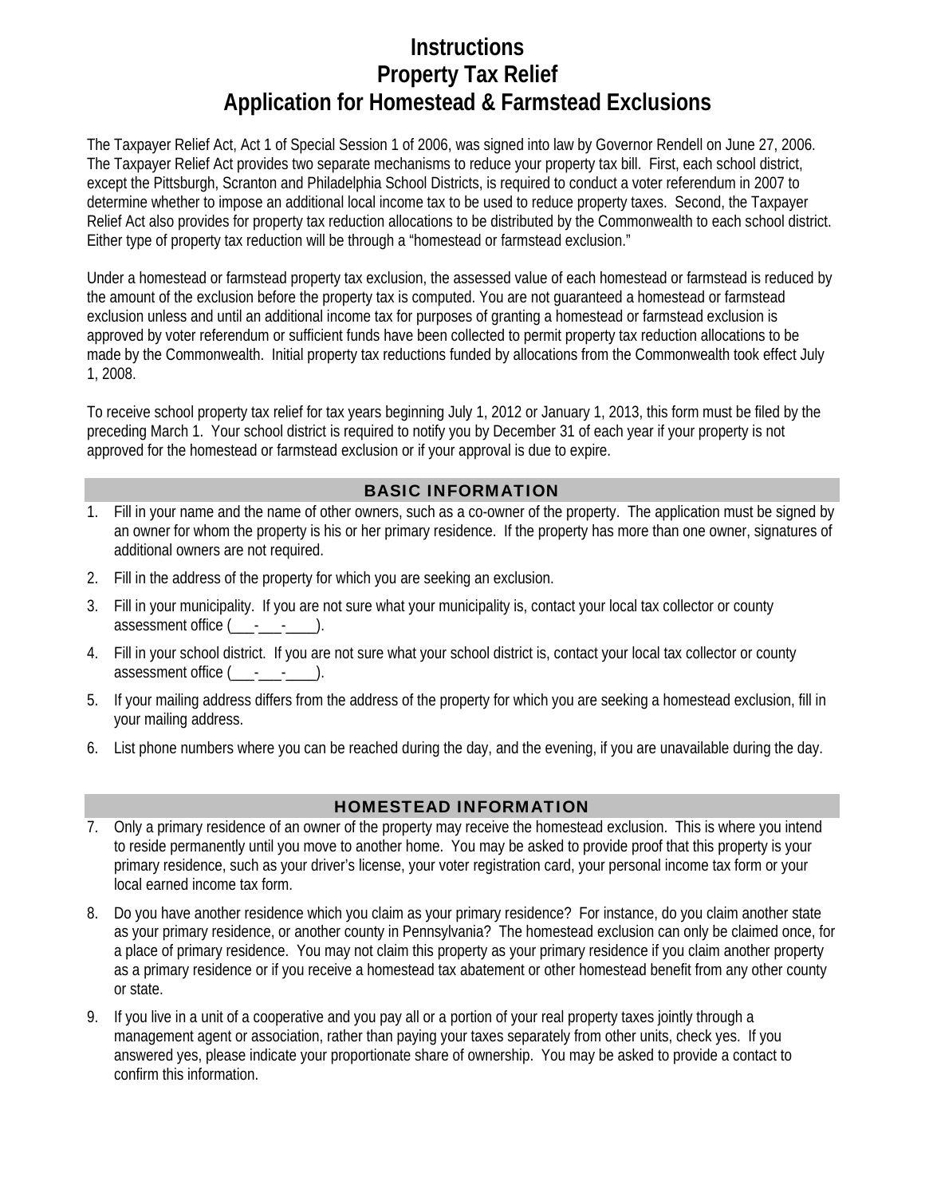# Instructions
# Property Tax Relief
# Application for Homestead & Farmstead Exclusions

The Taxpayer Relief Act, Act 1 of Special Session 1 of 2006, was signed into law by Governor Rendell on June 27, 2006. The Taxpayer Relief Act provides two separate mechanisms to reduce your property tax bill. First, each school district, except the Pittsburgh, Scranton and Philadelphia School Districts, is required to conduct a voter referendum in 2007 to determine whether to impose an additional local income tax to be used to reduce property taxes. Second, the Taxpayer Relief Act also provides for property tax reduction allocations to be distributed by the Commonwealth to each school district. Either type of property tax reduction will be through a "homestead or farmstead exclusion."

Under a homestead or farmstead property tax exclusion, the assessed value of each homestead or farmstead is reduced by the amount of the exclusion before the property tax is computed. You are not guaranteed a homestead or farmstead exclusion unless and until an additional income tax for purposes of granting a homestead or farmstead exclusion is approved by voter referendum or sufficient funds have been collected to permit property tax reduction allocations to be made by the Commonwealth. Initial property tax reductions funded by allocations from the Commonwealth took effect July 1, 2008.

To receive school property tax relief for tax years beginning July 1, 2012 or January 1, 2013, this form must be filed by the preceding March 1. Your school district is required to notify you by December 31 of each year if your property is not approved for the homestead or farmstead exclusion or if your approval is due to expire.

## BASIC INFORMATION

1. Fill in your name and the name of other owners, such as a co-owner of the property. The application must be signed by an owner for whom the property is his or her primary residence. If the property has more than one owner, signatures of additional owners are not required.
2. Fill in the address of the property for which you are seeking an exclusion.
3. Fill in your municipality. If you are not sure what your municipality is, contact your local tax collector or county assessment office (\_\_\_-\_\_\_-\_\_\_\_).
4. Fill in your school district. If you are not sure what your school district is, contact your local tax collector or county assessment office (\_\_\_-\_\_\_-\_\_\_\_).
5. If your mailing address differs from the address of the property for which you are seeking a homestead exclusion, fill in your mailing address.
6. List phone numbers where you can be reached during the day, and the evening, if you are unavailable during the day.

## HOMESTEAD INFORMATION

7. Only a primary residence of an owner of the property may receive the homestead exclusion. This is where you intend to reside permanently until you move to another home. You may be asked to provide proof that this property is your primary residence, such as your driver's license, your voter registration card, your personal income tax form or your local earned income tax form.
8. Do you have another residence which you claim as your primary residence? For instance, do you claim another state as your primary residence, or another county in Pennsylvania? The homestead exclusion can only be claimed once, for a place of primary residence. You may not claim this property as your primary residence if you claim another property as a primary residence or if you receive a homestead tax abatement or other homestead benefit from any other county or state.
9. If you live in a unit of a cooperative and you pay all or a portion of your real property taxes jointly through a management agent or association, rather than paying your taxes separately from other units, check yes. If you answered yes, please indicate your proportionate share of ownership. You may be asked to provide a contact to confirm this information.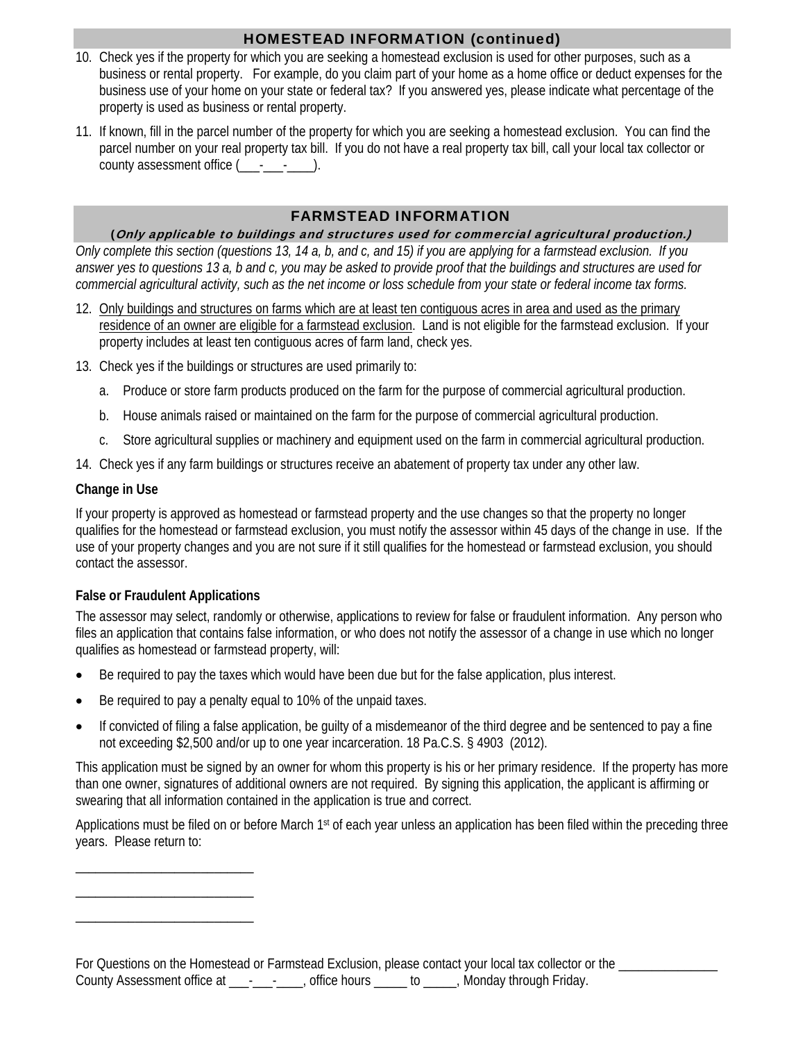## HOMESTEAD INFORMATION (continued)

10. Check yes if the property for which you are seeking a homestead exclusion is used for other purposes, such as a business or rental property. For example, do you claim part of your home as a home office or deduct expenses for the business use of your home on your state or federal tax? If you answered yes, please indicate what percentage of the property is used as business or rental property.
11. If known, fill in the parcel number of the property for which you are seeking a homestead exclusion. You can find the parcel number on your real property tax bill. If you do not have a real property tax bill, call your local tax collector or county assessment office (___-___-____).

## FARMSTEAD INFORMATION

***(Only applicable to buildings and structures used for commercial agricultural production.)***

*Only complete this section (questions 13, 14 a, b, and c, and 15) if you are applying for a farmstead exclusion. If you answer yes to questions 13 a, b and c, you may be asked to provide proof that the buildings and structures are used for commercial agricultural activity, such as the net income or loss schedule from your state or federal income tax forms.*

12. <u>Only buildings and structures on farms which are at least ten contiguous acres in area and used as the primary residence of an owner are eligible for a farmstead exclusion</u>. Land is not eligible for the farmstead exclusion. If your property includes at least ten contiguous acres of farm land, check yes.
13. Check yes if the buildings or structures are used primarily to:
    a. Produce or store farm products produced on the farm for the purpose of commercial agricultural production.
    b. House animals raised or maintained on the farm for the purpose of commercial agricultural production.
    c. Store agricultural supplies or machinery and equipment used on the farm in commercial agricultural production.
14. Check yes if any farm buildings or structures receive an abatement of property tax under any other law.

**Change in Use**

If your property is approved as homestead or farmstead property and the use changes so that the property no longer qualifies for the homestead or farmstead exclusion, you must notify the assessor within 45 days of the change in use. If the use of your property changes and you are not sure if it still qualifies for the homestead or farmstead exclusion, you should contact the assessor.

**False or Fraudulent Applications**

The assessor may select, randomly or otherwise, applications to review for false or fraudulent information. Any person who files an application that contains false information, or who does not notify the assessor of a change in use which no longer qualifies as homestead or farmstead property, will:

- Be required to pay the taxes which would have been due but for the false application, plus interest.
- Be required to pay a penalty equal to 10% of the unpaid taxes.
- If convicted of filing a false application, be guilty of a misdemeanor of the third degree and be sentenced to pay a fine not exceeding $2,500 and/or up to one year incarceration. 18 Pa.C.S. § 4903 (2012).

This application must be signed by an owner for whom this property is his or her primary residence. If the property has more than one owner, signatures of additional owners are not required. By signing this application, the applicant is affirming or swearing that all information contained in the application is true and correct.

Applications must be filed on or before March 1st of each year unless an application has been filed within the preceding three years. Please return to:

___________________________

___________________________

___________________________

For Questions on the Homestead or Farmstead Exclusion, please contact your local tax collector or the _______________ County Assessment office at ___-___-____, office hours _____ to _____, Monday through Friday.